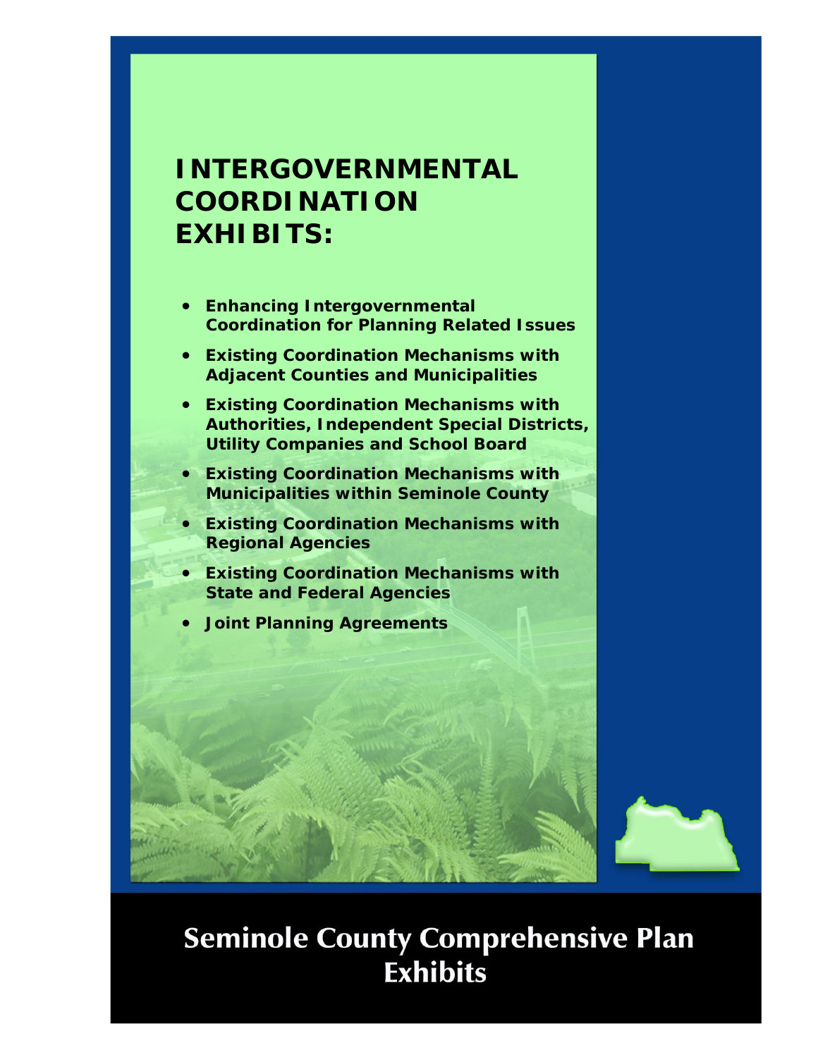# INTERGOVERNMENTAL COORDINATION EXHIBITS:

- **Enhancing Intergovernmental Coordination for Planning Related Issues**
- **Existing Coordination Mechanisms with Adjacent Counties and Municipalities**
- **Existing Coordination Mechanisms with Authorities, Independent Special Districts, Utility Companies and School Board**
- **Existing Coordination Mechanisms with Municipalities within Seminole County**
- **Existing Coordination Mechanisms with Regional Agencies**
- **Existing Coordination Mechanisms with State and Federal Agencies**
- **Joint Planning Agreements**

## Seminole County Comprehensive Plan Exhibits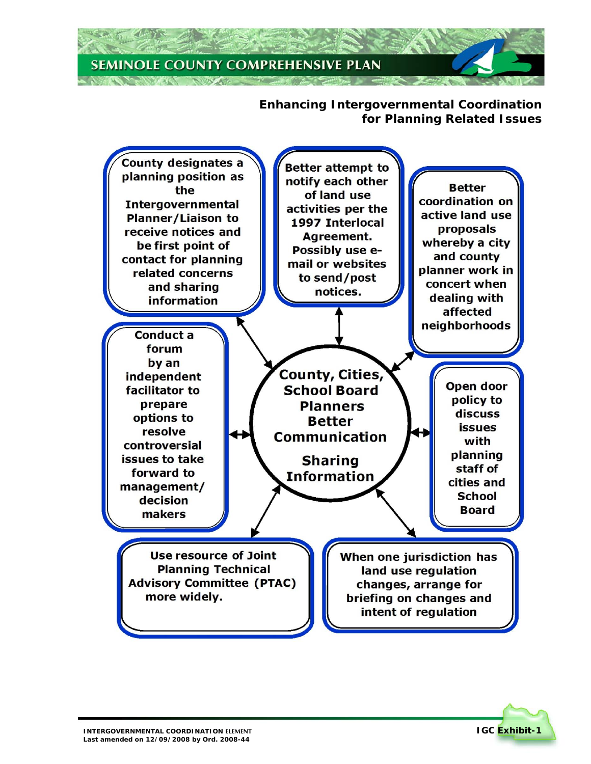## Enhancing Intergovernmental Coordination for Planning Related Issues

**County, Cities, School Board Planners Better Communication**

**Sharing Information**

- County designates a planning position as the Intergovernmental Planner/Liaison to receive notices and be first point of contact for planning related concerns and sharing information
- Better attempt to notify each other of land use activities per the 1997 Interlocal Agreement. Possibly use e-mail or websites to send/post notices.
- Better coordination on active land use proposals whereby a city and county planner work in concert when dealing with affected neighborhoods
- Conduct a forum by an independent facilitator to prepare options to resolve controversial issues to take forward to management/ decision makers
- Open door policy to discuss issues with planning staff of cities and School Board
- Use resource of Joint Planning Technical Advisory Committee (PTAC) more widely.
- When one jurisdiction has land use regulation changes, arrange for briefing on changes and intent of regulation

IGC Exhibit-1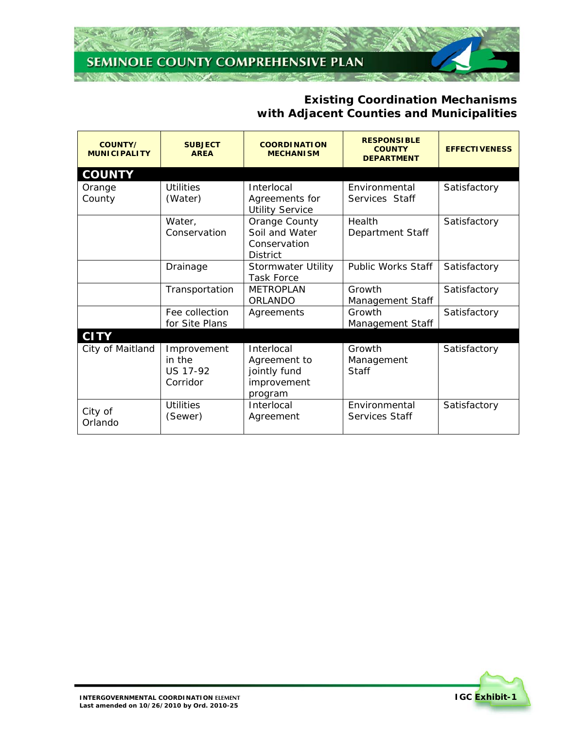## Existing Coordination Mechanisms with Adjacent Counties and Municipalities

| COUNTY/ MUNICIPALITY | SUBJECT AREA | COORDINATION MECHANISM | RESPONSIBLE COUNTY DEPARTMENT | EFFECTIVENESS |
|---|---|---|---|---|
| **COUNTY** | | | | |
| Orange County | Utilities (Water) | Interlocal Agreements for Utility Service | Environmental Services Staff | Satisfactory |
| | Water, Conservation | Orange County Soil and Water Conservation District | Health Department Staff | Satisfactory |
| | Drainage | Stormwater Utility Task Force | Public Works Staff | Satisfactory |
| | Transportation | METROPLAN ORLANDO | Growth Management Staff | Satisfactory |
| | Fee collection for Site Plans | Agreements | Growth Management Staff | Satisfactory |
| **CITY** | | | | |
| City of Maitland | Improvement in the US 17-92 Corridor | Interlocal Agreement to jointly fund improvement program | Growth Management Staff | Satisfactory |
| City of Orlando | Utilities (Sewer) | Interlocal Agreement | Environmental Services Staff | Satisfactory |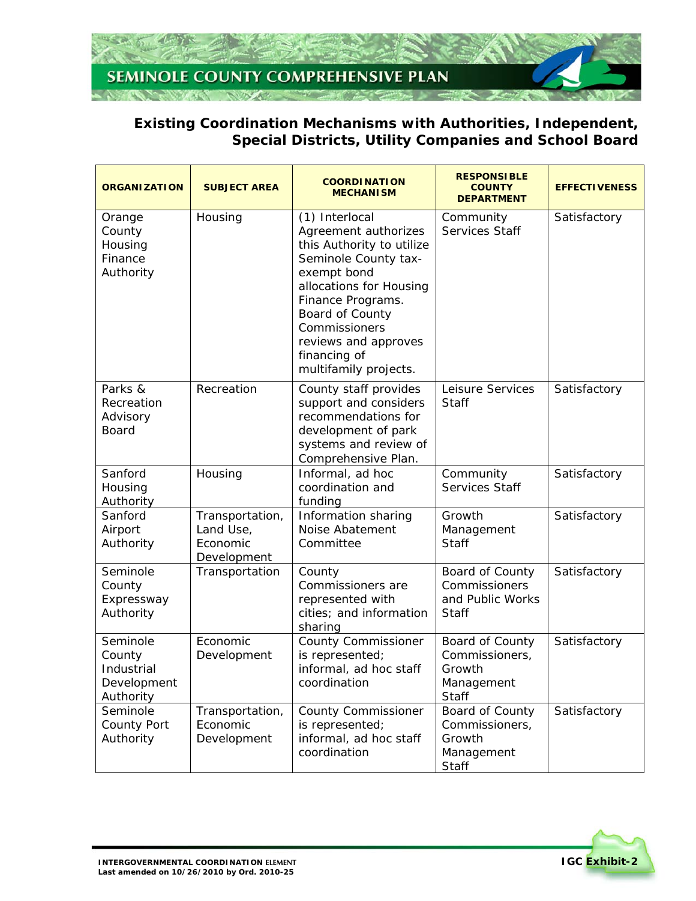## Existing Coordination Mechanisms with Authorities, Independent, Special Districts, Utility Companies and School Board

| ORGANIZATION | SUBJECT AREA | COORDINATION MECHANISM | RESPONSIBLE COUNTY DEPARTMENT | EFFECTIVENESS |
|---|---|---|---|---|
| Orange County Housing Finance Authority | Housing | (1) Interlocal Agreement authorizes this Authority to utilize Seminole County tax-exempt bond allocations for Housing Finance Programs. Board of County Commissioners reviews and approves financing of multifamily projects. | Community Services Staff | Satisfactory |
| Parks & Recreation Advisory Board | Recreation | County staff provides support and considers recommendations for development of park systems and review of Comprehensive Plan. | Leisure Services Staff | Satisfactory |
| Sanford Housing Authority | Housing | Informal, ad hoc coordination and funding | Community Services Staff | Satisfactory |
| Sanford Airport Authority | Transportation, Land Use, Economic Development | Information sharing Noise Abatement Committee | Growth Management Staff | Satisfactory |
| Seminole County Expressway Authority | Transportation | County Commissioners are represented with cities; and information sharing | Board of County Commissioners and Public Works Staff | Satisfactory |
| Seminole County Industrial Development Authority | Economic Development | County Commissioner is represented; informal, ad hoc staff coordination | Board of County Commissioners, Growth Management Staff | Satisfactory |
| Seminole County Port Authority | Transportation, Economic Development | County Commissioner is represented; informal, ad hoc staff coordination | Board of County Commissioners, Growth Management Staff | Satisfactory |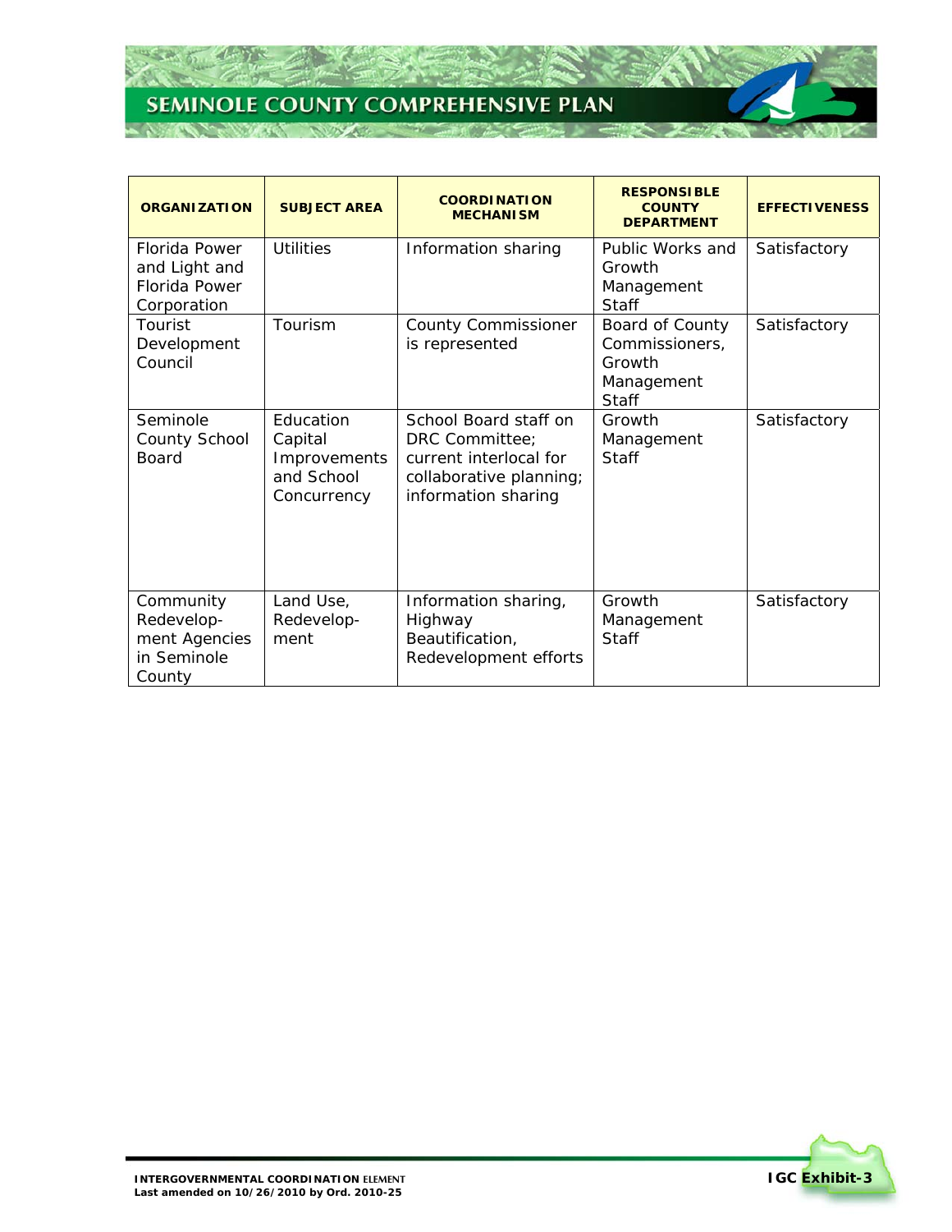| ORGANIZATION | SUBJECT AREA | COORDINATION MECHANISM | RESPONSIBLE COUNTY DEPARTMENT | EFFECTIVENESS |
|---|---|---|---|---|
| Florida Power and Light and Florida Power Corporation | Utilities | Information sharing | Public Works and Growth Management Staff | Satisfactory |
| Tourist Development Council | Tourism | County Commissioner is represented | Board of County Commissioners, Growth Management Staff | Satisfactory |
| Seminole County School Board | Education Capital Improvements and School Concurrency | School Board staff on DRC Committee; current interlocal for collaborative planning; information sharing | Growth Management Staff | Satisfactory |
| Community Redevelop-ment Agencies in Seminole County | Land Use, Redevelop-ment | Information sharing, Highway Beautification, Redevelopment efforts | Growth Management Staff | Satisfactory |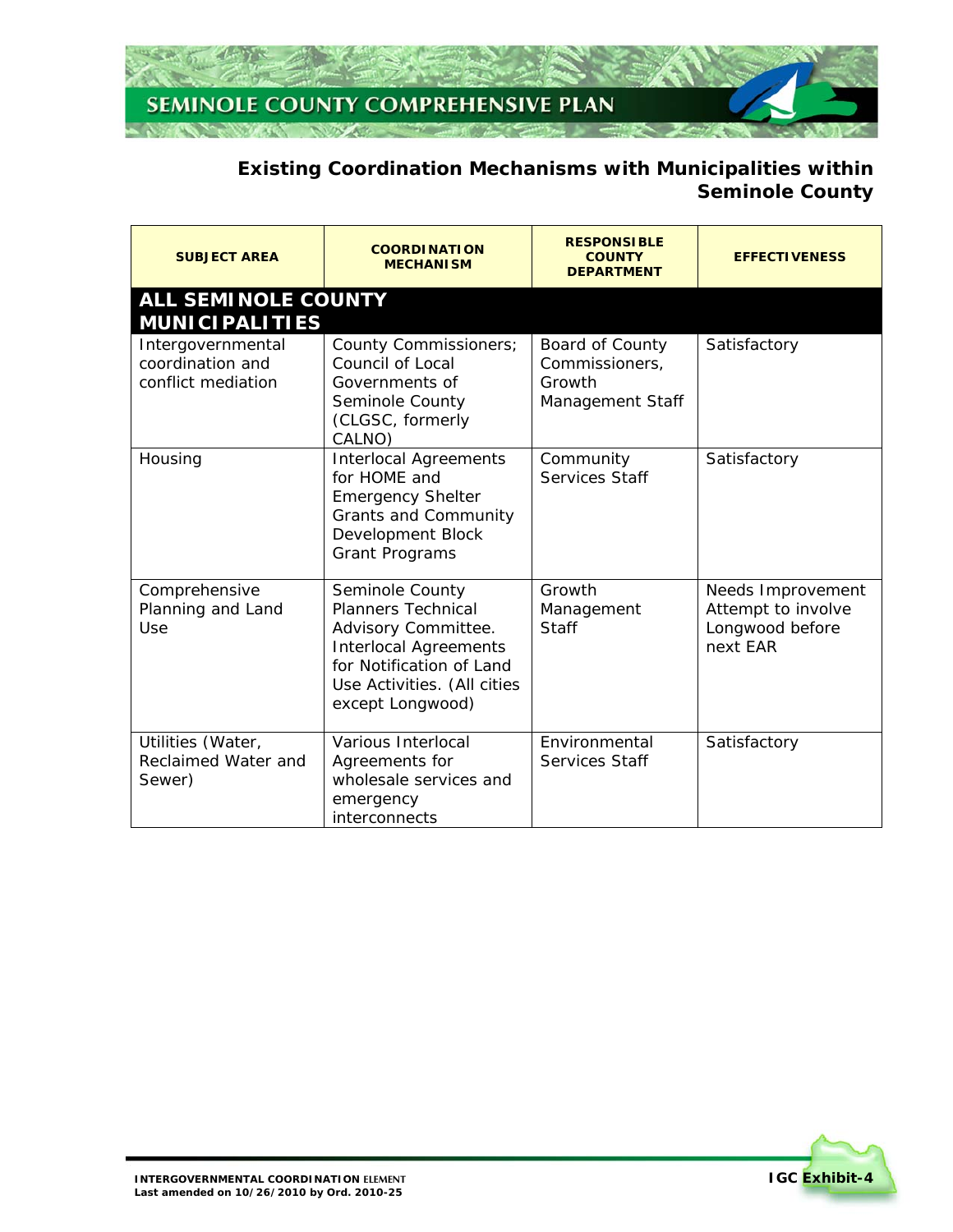## Existing Coordination Mechanisms with Municipalities within Seminole County

| SUBJECT AREA | COORDINATION MECHANISM | RESPONSIBLE COUNTY DEPARTMENT | EFFECTIVENESS |
|---|---|---|---|
| **ALL SEMINOLE COUNTY MUNICIPALITIES** | | | |
| Intergovernmental coordination and conflict mediation | County Commissioners; Council of Local Governments of Seminole County (CLGSC, formerly CALNO) | Board of County Commissioners, Growth Management Staff | Satisfactory |
| Housing | Interlocal Agreements for HOME and Emergency Shelter Grants and Community Development Block Grant Programs | Community Services Staff | Satisfactory |
| Comprehensive Planning and Land Use | Seminole County Planners Technical Advisory Committee. Interlocal Agreements for Notification of Land Use Activities. (All cities except Longwood) | Growth Management Staff | Needs Improvement Attempt to involve Longwood before next EAR |
| Utilities (Water, Reclaimed Water and Sewer) | Various Interlocal Agreements for wholesale services and emergency interconnects | Environmental Services Staff | Satisfactory |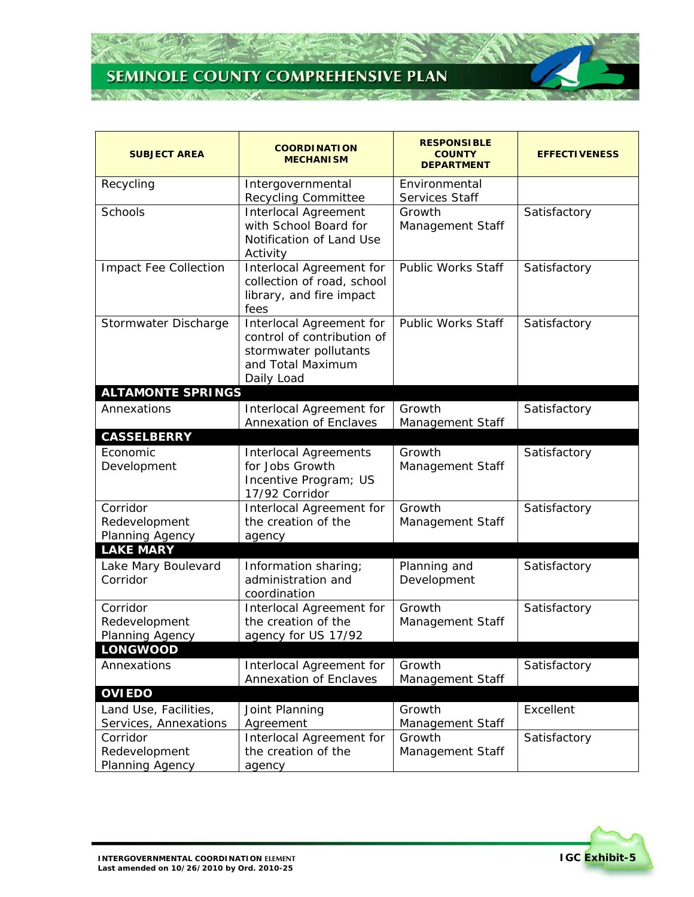| SUBJECT AREA | COORDINATION MECHANISM | RESPONSIBLE COUNTY DEPARTMENT | EFFECTIVENESS |
|---|---|---|---|
| Recycling | Intergovernmental Recycling Committee | Environmental Services Staff | |
| Schools | Interlocal Agreement with School Board for Notification of Land Use Activity | Growth Management Staff | Satisfactory |
| Impact Fee Collection | Interlocal Agreement for collection of road, school library, and fire impact fees | Public Works Staff | Satisfactory |
| Stormwater Discharge | Interlocal Agreement for control of contribution of stormwater pollutants and Total Maximum Daily Load | Public Works Staff | Satisfactory |
| **ALTAMONTE SPRINGS** | | | |
| Annexations | Interlocal Agreement for Annexation of Enclaves | Growth Management Staff | Satisfactory |
| **CASSELBERRY** | | | |
| Economic Development | Interlocal Agreements for Jobs Growth Incentive Program; US 17/92 Corridor | Growth Management Staff | Satisfactory |
| Corridor Redevelopment Planning Agency | Interlocal Agreement for the creation of the agency | Growth Management Staff | Satisfactory |
| **LAKE MARY** | | | |
| Lake Mary Boulevard Corridor | Information sharing; administration and coordination | Planning and Development | Satisfactory |
| Corridor Redevelopment Planning Agency | Interlocal Agreement for the creation of the agency for US 17/92 | Growth Management Staff | Satisfactory |
| **LONGWOOD** | | | |
| Annexations | Interlocal Agreement for Annexation of Enclaves | Growth Management Staff | Satisfactory |
| **OVIEDO** | | | |
| Land Use, Facilities, Services, Annexations | Joint Planning Agreement | Growth Management Staff | Excellent |
| Corridor Redevelopment Planning Agency | Interlocal Agreement for the creation of the agency | Growth Management Staff | Satisfactory |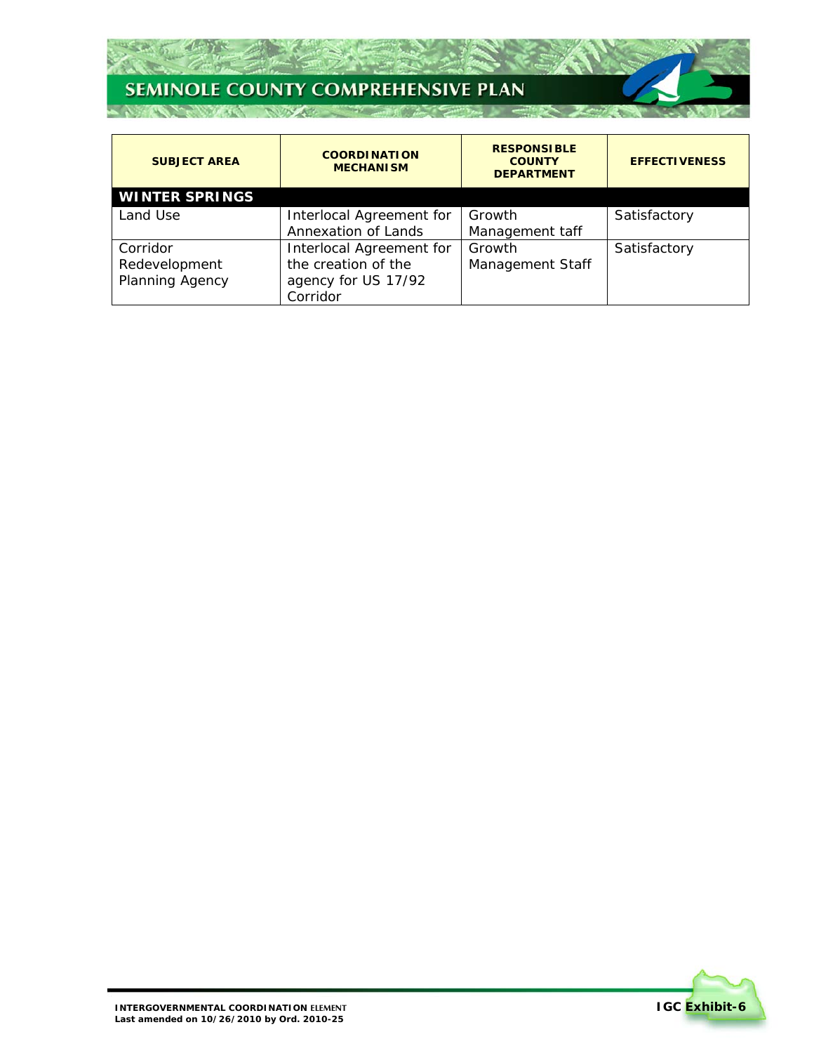| SUBJECT AREA | COORDINATION MECHANISM | RESPONSIBLE COUNTY DEPARTMENT | EFFECTIVENESS |
|---|---|---|---|
| **WINTER SPRINGS** | | | |
| Land Use | Interlocal Agreement for Annexation of Lands | Growth Management taff | Satisfactory |
| Corridor Redevelopment Planning Agency | Interlocal Agreement for the creation of the agency for US 17/92 Corridor | Growth Management Staff | Satisfactory |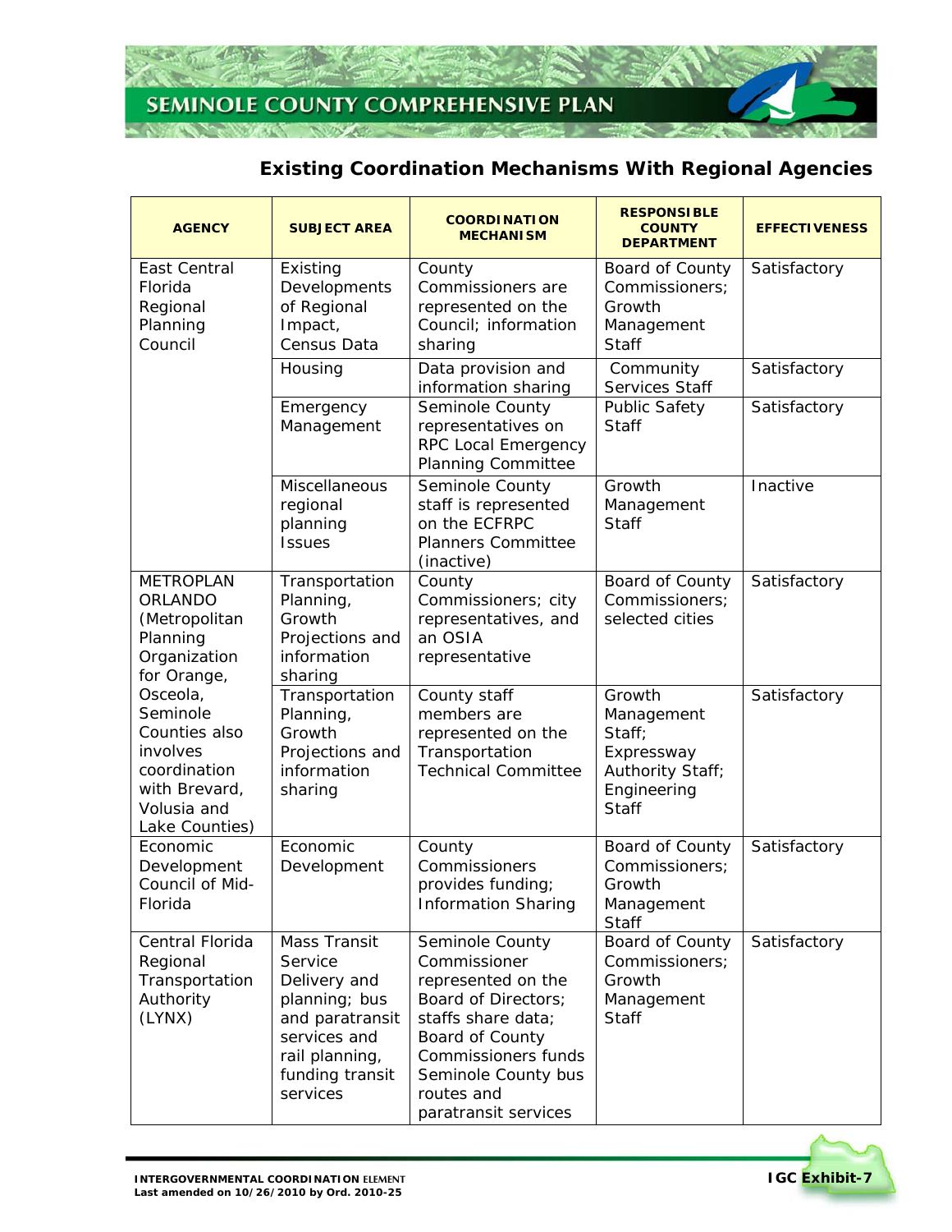## Existing Coordination Mechanisms With Regional Agencies

| AGENCY | SUBJECT AREA | COORDINATION MECHANISM | RESPONSIBLE COUNTY DEPARTMENT | EFFECTIVENESS |
|---|---|---|---|---|
| East Central Florida Regional Planning Council | Existing Developments of Regional Impact, Census Data | County Commissioners are represented on the Council; information sharing | Board of County Commissioners; Growth Management Staff | Satisfactory |
| | Housing | Data provision and information sharing | Community Services Staff | Satisfactory |
| | Emergency Management | Seminole County representatives on RPC Local Emergency Planning Committee | Public Safety Staff | Satisfactory |
| | Miscellaneous regional planning Issues | Seminole County staff is represented on the ECFRPC Planners Committee (inactive) | Growth Management Staff | Inactive |
| METROPLAN ORLANDO (Metropolitan Planning Organization for Orange, Osceola, Seminole Counties also involves coordination with Brevard, Volusia and Lake Counties) | Transportation Planning, Growth Projections and information sharing | County Commissioners; city representatives, and an OSIA representative | Board of County Commissioners; selected cities | Satisfactory |
| | Transportation Planning, Growth Projections and information sharing | County staff members are represented on the Transportation Technical Committee | Growth Management Staff; Expressway Authority Staff; Engineering Staff | Satisfactory |
| Economic Development Council of Mid-Florida | Economic Development | County Commissioners provides funding; Information Sharing | Board of County Commissioners; Growth Management Staff | Satisfactory |
| Central Florida Regional Transportation Authority (LYNX) | Mass Transit Service Delivery and planning; bus and paratransit services and rail planning, funding transit services | Seminole County Commissioner represented on the Board of Directors; staffs share data; Board of County Commissioners funds Seminole County bus routes and paratransit services | Board of County Commissioners; Growth Management Staff | Satisfactory |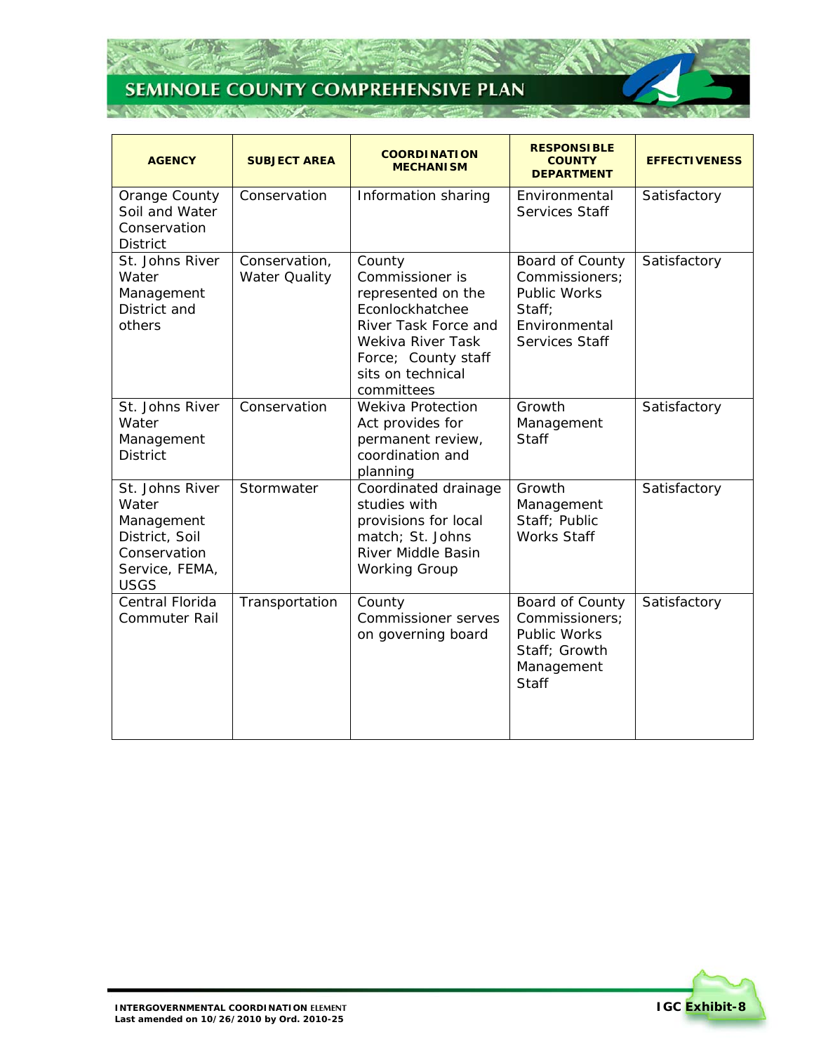| AGENCY | SUBJECT AREA | COORDINATION MECHANISM | RESPONSIBLE COUNTY DEPARTMENT | EFFECTIVENESS |
|---|---|---|---|---|
| Orange County Soil and Water Conservation District | Conservation | Information sharing | Environmental Services Staff | Satisfactory |
| St. Johns River Water Management District and others | Conservation, Water Quality | County Commissioner is represented on the Econlockhatchee River Task Force and Wekiva River Task Force; County staff sits on technical committees | Board of County Commissioners; Public Works Staff; Environmental Services Staff | Satisfactory |
| St. Johns River Water Management District | Conservation | Wekiva Protection Act provides for permanent review, coordination and planning | Growth Management Staff | Satisfactory |
| St. Johns River Water Management District, Soil Conservation Service, FEMA, USGS | Stormwater | Coordinated drainage studies with provisions for local match; St. Johns River Middle Basin Working Group | Growth Management Staff; Public Works Staff | Satisfactory |
| Central Florida Commuter Rail | Transportation | County Commissioner serves on governing board | Board of County Commissioners; Public Works Staff; Growth Management Staff | Satisfactory |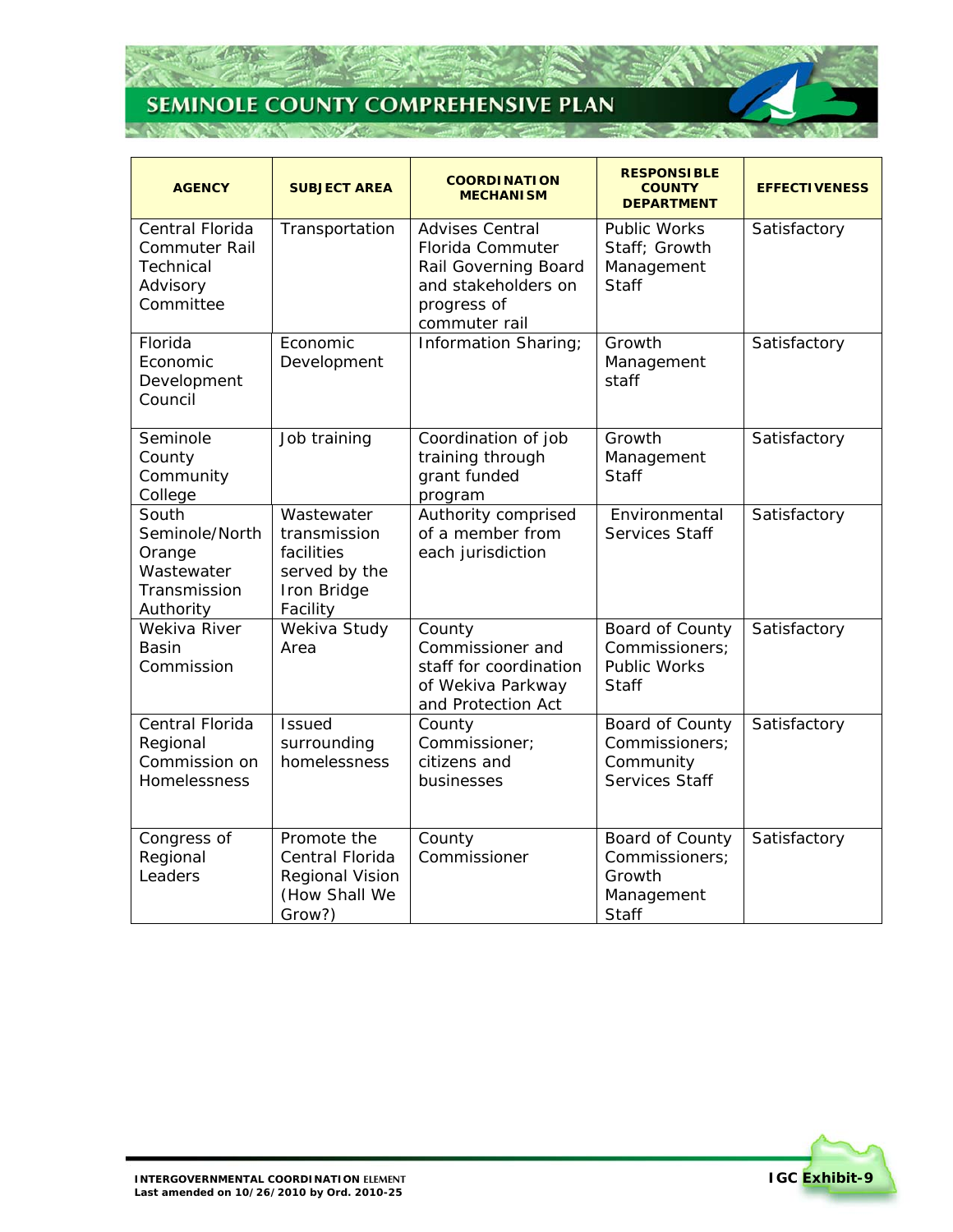| AGENCY | SUBJECT AREA | COORDINATION MECHANISM | RESPONSIBLE COUNTY DEPARTMENT | EFFECTIVENESS |
|---|---|---|---|---|
| Central Florida Commuter Rail Technical Advisory Committee | Transportation | Advises Central Florida Commuter Rail Governing Board and stakeholders on progress of commuter rail | Public Works Staff; Growth Management Staff | Satisfactory |
| Florida Economic Development Council | Economic Development | Information Sharing; | Growth Management staff | Satisfactory |
| Seminole County Community College | Job training | Coordination of job training through grant funded program | Growth Management Staff | Satisfactory |
| South Seminole/North Orange Wastewater Transmission Authority | Wastewater transmission facilities served by the Iron Bridge Facility | Authority comprised of a member from each jurisdiction | Environmental Services Staff | Satisfactory |
| Wekiva River Basin Commission | Wekiva Study Area | County Commissioner and staff for coordination of Wekiva Parkway and Protection Act | Board of County Commissioners; Public Works Staff | Satisfactory |
| Central Florida Regional Commission on Homelessness | Issued surrounding homelessness | County Commissioner; citizens and businesses | Board of County Commissioners; Community Services Staff | Satisfactory |
| Congress of Regional Leaders | Promote the Central Florida Regional Vision (How Shall We Grow?) | County Commissioner | Board of County Commissioners; Growth Management Staff | Satisfactory |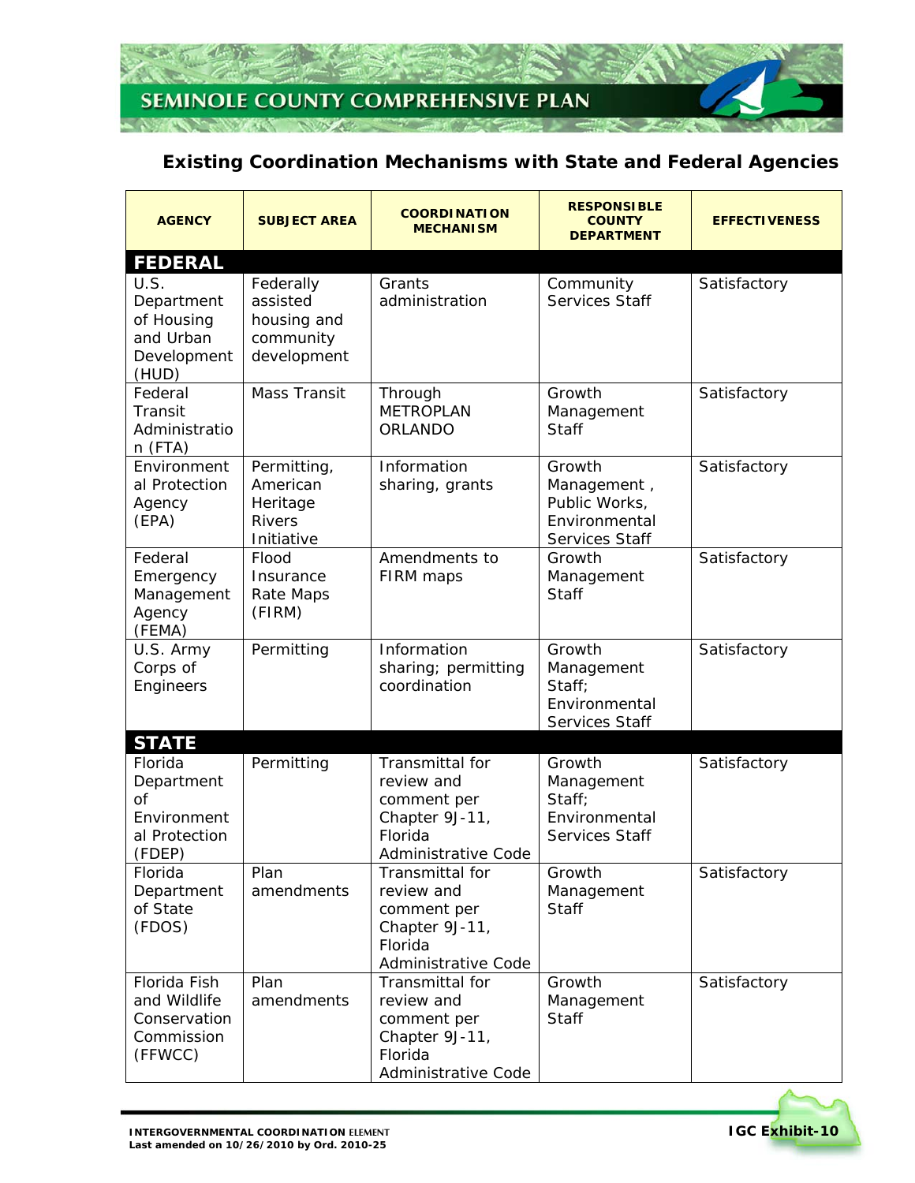## Existing Coordination Mechanisms with State and Federal Agencies

| AGENCY | SUBJECT AREA | COORDINATION MECHANISM | RESPONSIBLE COUNTY DEPARTMENT | EFFECTIVENESS |
|---|---|---|---|---|
| **FEDERAL** | | | | |
| U.S. Department of Housing and Urban Development (HUD) | Federally assisted housing and community development | Grants administration | Community Services Staff | Satisfactory |
| Federal Transit Administration (FTA) | Mass Transit | Through METROPLAN ORLANDO | Growth Management Staff | Satisfactory |
| Environmental Protection Agency (EPA) | Permitting, American Heritage Rivers Initiative | Information sharing, grants | Growth Management , Public Works, Environmental Services Staff | Satisfactory |
| Federal Emergency Management Agency (FEMA) | Flood Insurance Rate Maps (FIRM) | Amendments to FIRM maps | Growth Management Staff | Satisfactory |
| U.S. Army Corps of Engineers | Permitting | Information sharing; permitting coordination | Growth Management Staff; Environmental Services Staff | Satisfactory |
| **STATE** | | | | |
| Florida Department of Environmental Protection (FDEP) | Permitting | Transmittal for review and comment per Chapter 9J-11, Florida Administrative Code | Growth Management Staff; Environmental Services Staff | Satisfactory |
| Florida Department of State (FDOS) | Plan amendments | Transmittal for review and comment per Chapter 9J-11, Florida Administrative Code | Growth Management Staff | Satisfactory |
| Florida Fish and Wildlife Conservation Commission (FFWCC) | Plan amendments | Transmittal for review and comment per Chapter 9J-11, Florida Administrative Code | Growth Management Staff | Satisfactory |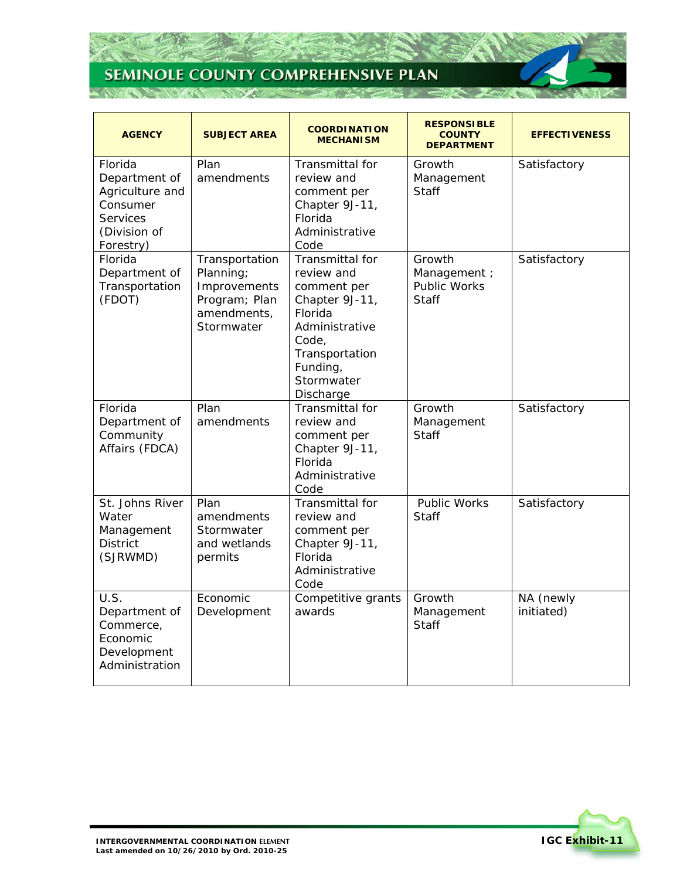| AGENCY | SUBJECT AREA | COORDINATION MECHANISM | RESPONSIBLE COUNTY DEPARTMENT | EFFECTIVENESS |
|---|---|---|---|---|
| Florida Department of Agriculture and Consumer Services (Division of Forestry) | Plan amendments | Transmittal for review and comment per Chapter 9J-11, Florida Administrative Code | Growth Management Staff | Satisfactory |
| Florida Department of Transportation (FDOT) | Transportation Planning; Improvements Program; Plan amendments, Stormwater | Transmittal for review and comment per Chapter 9J-11, Florida Administrative Code, Transportation Funding, Stormwater Discharge | Growth Management ; Public Works Staff | Satisfactory |
| Florida Department of Community Affairs (FDCA) | Plan amendments | Transmittal for review and comment per Chapter 9J-11, Florida Administrative Code | Growth Management Staff | Satisfactory |
| St. Johns River Water Management District (SJRWMD) | Plan amendments Stormwater and wetlands permits | Transmittal for review and comment per Chapter 9J-11, Florida Administrative Code | Public Works Staff | Satisfactory |
| U.S. Department of Commerce, Economic Development Administration | Economic Development | Competitive grants awards | Growth Management Staff | NA (newly initiated) |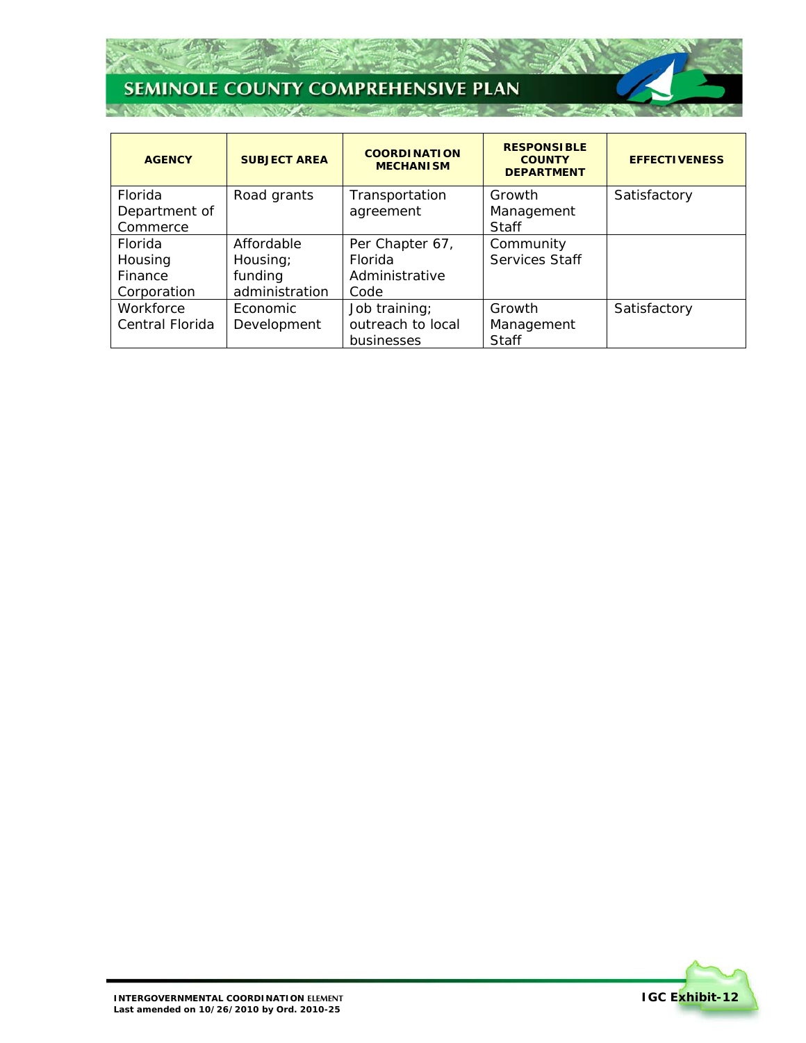| AGENCY | SUBJECT AREA | COORDINATION MECHANISM | RESPONSIBLE COUNTY DEPARTMENT | EFFECTIVENESS |
|---|---|---|---|---|
| Florida Department of Commerce | Road grants | Transportation agreement | Growth Management Staff | Satisfactory |
| Florida Housing Finance Corporation | Affordable Housing; funding administration | Per Chapter 67, Florida Administrative Code | Community Services Staff | |
| Workforce Central Florida | Economic Development | Job training; outreach to local businesses | Growth Management Staff | Satisfactory |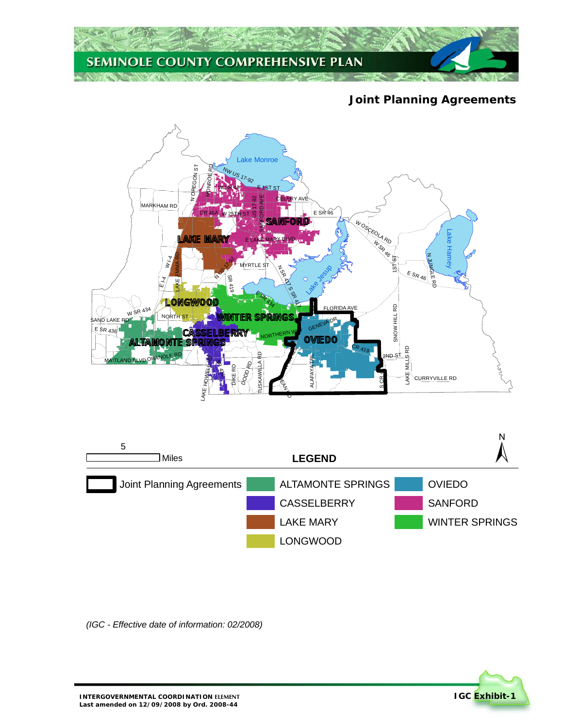## Joint Planning Agreements

Lake Monroe
NW US 17-92
N OREGON ST
MONROE RD
W SR 46
E 1ST ST
CELERY AVE
MARKHAM RD
US 17-92
SANFORD AVE
CR 46A
W 25TH ST
E SR 46
SANFORD
W OSCEOLA RD
LAKE MARY
E LAKE MARY BLVD
W SR 46
1ST ST
Lake Harney
N JUNGLE RD
W I-4
LAKE EMMA RD
MYRTLE ST
US 17-92
N SR 417
S SR 417
Lake Jesup
E SR 46
E I-4
SR 419
E SR 434
LONGWOOD
FLORIDA AVE
W SR 434
SNOW HILL RD
NORTH ST
WINTER SPRINGS
SAND LAKE RD
GENEVA DR
E SR 436
CASSELBERRY
NORTHERN WAY
OVIEDO
ALTAMONTE SPRINGS
CR 419
MAITLAND BLVD
ORANOLE RD
2ND ST
LAKE MILLS RD
LAKE HOWELL RD
SR 436
DIKE RD
DODD RD
TUSKAWILLA RD
ALAFAYA TRL
S CR
CURRYVILLE RD
DEAN RD

5
Miles

N

**LEGEND**

Joint Planning Agreements
ALTAMONTE SPRINGS
CASSELBERRY
LAKE MARY
LONGWOOD
OVIEDO
SANFORD
WINTER SPRINGS

*(IGC - Effective date of information: 02/2008)*